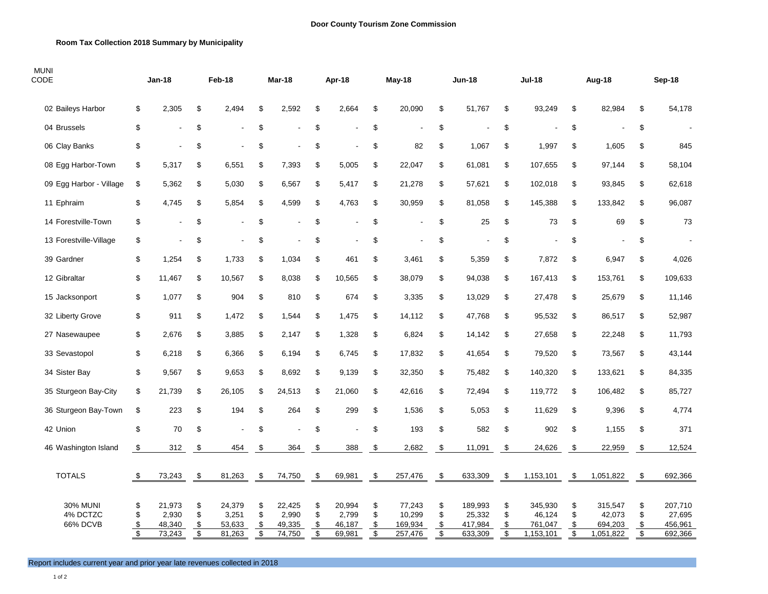**Door County Tourism Zone Commission**

**Room Tax Collection 2018 Summary by Municipality**

| MUNI CODE | Jan-18 | Feb-18 | Mar-18 | Apr-18 | May-18 | Jun-18 | Jul-18 | Aug-18 | Sep-18 |
|---|---|---|---|---|---|---|---|---|---|
| 02 Baileys Harbor | $ 2,305 | $ 2,494 | $ 2,592 | $ 2,664 | $ 20,090 | $ 51,767 | $ 93,249 | $ 82,984 | $ 54,178 |
| 04 Brussels | $ - | $ - | $ - | $ - | $ - | $ - | $ - | $ - | $ - |
| 06 Clay Banks | $ - | $ - | $ - | $ - | $ 82 | $ 1,067 | $ 1,997 | $ 1,605 | $ 845 |
| 08 Egg Harbor-Town | $ 5,317 | $ 6,551 | $ 7,393 | $ 5,005 | $ 22,047 | $ 61,081 | $ 107,655 | $ 97,144 | $ 58,104 |
| 09 Egg Harbor - Village | $ 5,362 | $ 5,030 | $ 6,567 | $ 5,417 | $ 21,278 | $ 57,621 | $ 102,018 | $ 93,845 | $ 62,618 |
| 11 Ephraim | $ 4,745 | $ 5,854 | $ 4,599 | $ 4,763 | $ 30,959 | $ 81,058 | $ 145,388 | $ 133,842 | $ 96,087 |
| 14 Forestville-Town | $ - | $ - | $ - | $ - | $ - | $ 25 | $ 73 | $ 69 | $ 73 |
| 13 Forestville-Village | $ - | $ - | $ - | $ - | $ - | $ - | $ - | $ - | $ - |
| 39 Gardner | $ 1,254 | $ 1,733 | $ 1,034 | $ 461 | $ 3,461 | $ 5,359 | $ 7,872 | $ 6,947 | $ 4,026 |
| 12 Gibraltar | $ 11,467 | $ 10,567 | $ 8,038 | $ 10,565 | $ 38,079 | $ 94,038 | $ 167,413 | $ 153,761 | $ 109,633 |
| 15 Jacksonport | $ 1,077 | $ 904 | $ 810 | $ 674 | $ 3,335 | $ 13,029 | $ 27,478 | $ 25,679 | $ 11,146 |
| 32 Liberty Grove | $ 911 | $ 1,472 | $ 1,544 | $ 1,475 | $ 14,112 | $ 47,768 | $ 95,532 | $ 86,517 | $ 52,987 |
| 27 Nasewaupee | $ 2,676 | $ 3,885 | $ 2,147 | $ 1,328 | $ 6,824 | $ 14,142 | $ 27,658 | $ 22,248 | $ 11,793 |
| 33 Sevastopol | $ 6,218 | $ 6,366 | $ 6,194 | $ 6,745 | $ 17,832 | $ 41,654 | $ 79,520 | $ 73,567 | $ 43,144 |
| 34 Sister Bay | $ 9,567 | $ 9,653 | $ 8,692 | $ 9,139 | $ 32,350 | $ 75,482 | $ 140,320 | $ 133,621 | $ 84,335 |
| 35 Sturgeon Bay-City | $ 21,739 | $ 26,105 | $ 24,513 | $ 21,060 | $ 42,616 | $ 72,494 | $ 119,772 | $ 106,482 | $ 85,727 |
| 36 Sturgeon Bay-Town | $ 223 | $ 194 | $ 264 | $ 299 | $ 1,536 | $ 5,053 | $ 11,629 | $ 9,396 | $ 4,774 |
| 42 Union | $ 70 | $ - | $ - | $ - | $ 193 | $ 582 | $ 902 | $ 1,155 | $ 371 |
| 46 Washington Island | $ 312 | $ 454 | $ 364 | $ 388 | $ 2,682 | $ 11,091 | $ 24,626 | $ 22,959 | $ 12,524 |
| TOTALS | $ 73,243 | $ 81,263 | $ 74,750 | $ 69,981 | $ 257,476 | $ 633,309 | $ 1,153,101 | $ 1,051,822 | $ 692,366 |
| 30% MUNI | $ 21,973 | $ 24,379 | $ 22,425 | $ 20,994 | $ 77,243 | $ 189,993 | $ 345,930 | $ 315,547 | $ 207,710 |
| 4% DCTZC | $ 2,930 | $ 3,251 | $ 2,990 | $ 2,799 | $ 10,299 | $ 25,332 | $ 46,124 | $ 42,073 | $ 27,695 |
| 66% DCVB | $ 48,340 | $ 53,633 | $ 49,335 | $ 46,187 | $ 169,934 | $ 417,984 | $ 761,047 | $ 694,203 | $ 456,961 |
| | $ 73,243 | $ 81,263 | $ 74,750 | $ 69,981 | $ 257,476 | $ 633,309 | $ 1,153,101 | $ 1,051,822 | $ 692,366 |

Report includes current year and prior year late revenues collected in 2018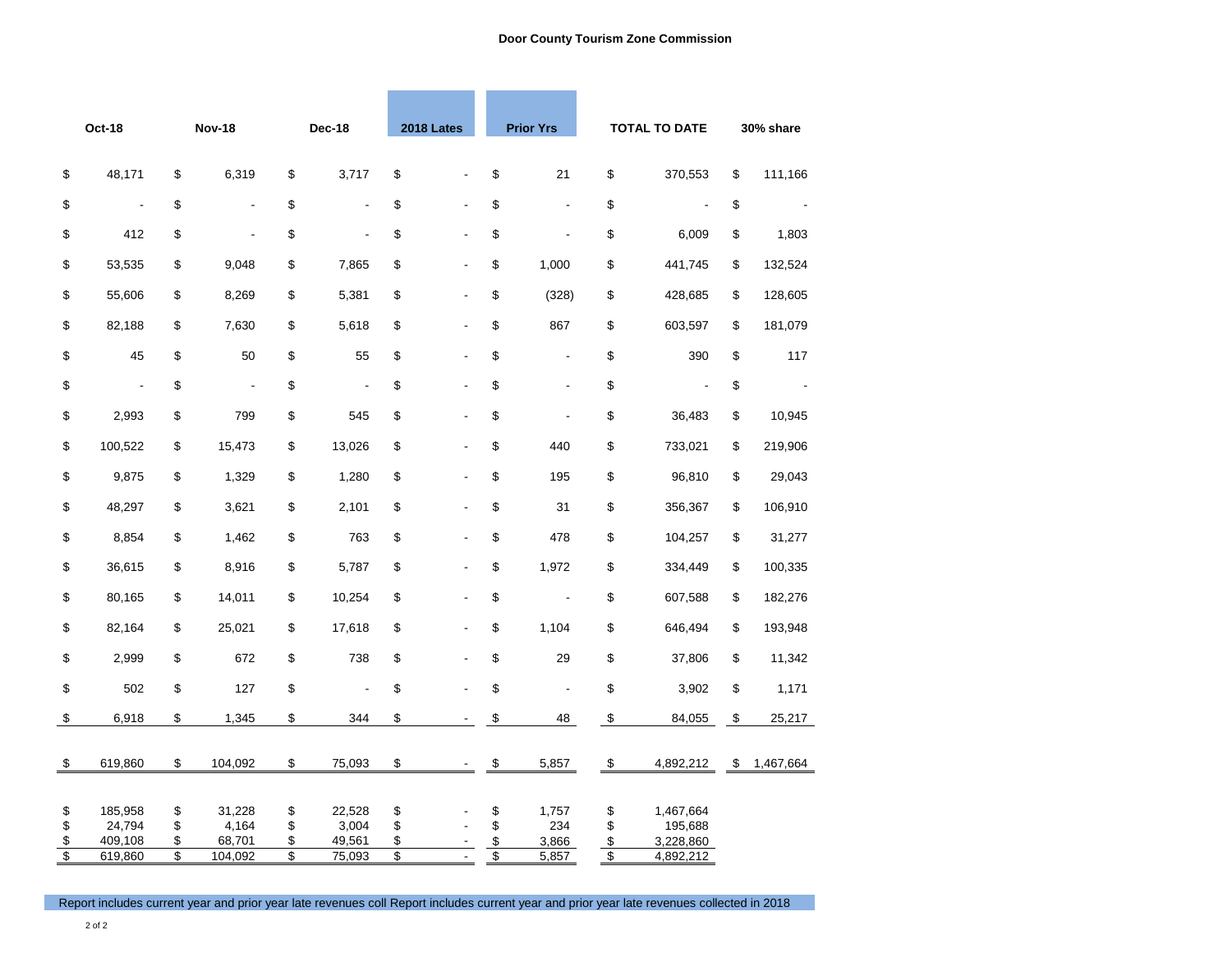**Door County Tourism Zone Commission**

| Oct-18 | Nov-18 | Dec-18 | 2018 Lates | Prior Yrs | TOTAL TO DATE | 30% share |
|---|---|---|---|---|---|---|
| $ 48,171 | $ 6,319 | $ 3,717 | $ - | $ 21 | $ 370,553 | $ 111,166 |
| $ - | $ - | $ - | $ - | $ - | $ - | $ - |
| $ 412 | $ - | $ - | $ - | $ - | $ 6,009 | $ 1,803 |
| $ 53,535 | $ 9,048 | $ 7,865 | $ - | $ 1,000 | $ 441,745 | $ 132,524 |
| $ 55,606 | $ 8,269 | $ 5,381 | $ - | $ (328) | $ 428,685 | $ 128,605 |
| $ 82,188 | $ 7,630 | $ 5,618 | $ - | $ 867 | $ 603,597 | $ 181,079 |
| $ 45 | $ 50 | $ 55 | $ - | $ - | $ 390 | $ 117 |
| $ - | $ - | $ - | $ - | $ - | $ - | $ - |
| $ 2,993 | $ 799 | $ 545 | $ - | $ - | $ 36,483 | $ 10,945 |
| $ 100,522 | $ 15,473 | $ 13,026 | $ - | $ 440 | $ 733,021 | $ 219,906 |
| $ 9,875 | $ 1,329 | $ 1,280 | $ - | $ 195 | $ 96,810 | $ 29,043 |
| $ 48,297 | $ 3,621 | $ 2,101 | $ - | $ 31 | $ 356,367 | $ 106,910 |
| $ 8,854 | $ 1,462 | $ 763 | $ - | $ 478 | $ 104,257 | $ 31,277 |
| $ 36,615 | $ 8,916 | $ 5,787 | $ - | $ 1,972 | $ 334,449 | $ 100,335 |
| $ 80,165 | $ 14,011 | $ 10,254 | $ - | $ - | $ 607,588 | $ 182,276 |
| $ 82,164 | $ 25,021 | $ 17,618 | $ - | $ 1,104 | $ 646,494 | $ 193,948 |
| $ 2,999 | $ 672 | $ 738 | $ - | $ 29 | $ 37,806 | $ 11,342 |
| $ 502 | $ 127 | $ - | $ - | $ - | $ 3,902 | $ 1,171 |
| $ 6,918 | $ 1,345 | $ 344 | $ - | $ 48 | $ 84,055 | $ 25,217 |
| $ 619,860 | $ 104,092 | $ 75,093 | $ - | $ 5,857 | $ 4,892,212 | $ 1,467,664 |
| $ 185,958 | $ 31,228 | $ 22,528 | $ - | $ 1,757 | $ 1,467,664 | |
| $ 24,794 | $ 4,164 | $ 3,004 | $ - | $ 234 | $ 195,688 | |
| $ 409,108 | $ 68,701 | $ 49,561 | $ - | $ 3,866 | $ 3,228,860 | |
| $ 619,860 | $ 104,092 | $ 75,093 | $ - | $ 5,857 | $ 4,892,212 | |

Report includes current year and prior year late revenues coll Report includes current year and prior year late revenues collected in 2018